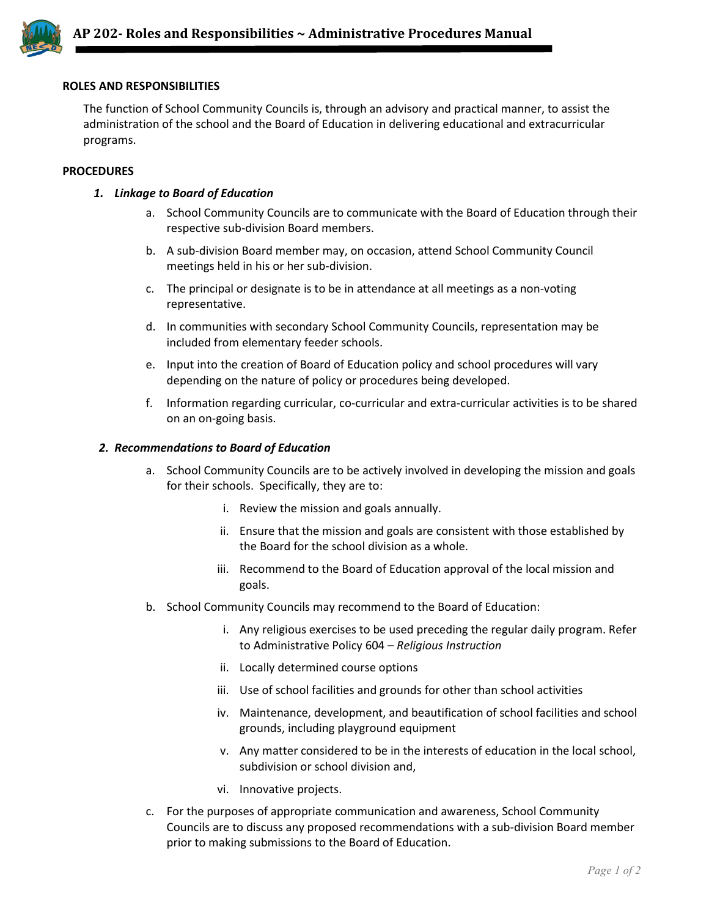# AP 202- Roles and Responsibilities ~ Administrative Procedures Manual

## ROLES AND RESPONSIBILITIES

The function of School Community Councils is, through an advisory and practical manner, to assist the administration of the school and the Board of Education in delivering educational and extracurricular programs.

## PROCEDURES

### *1. Linkage to Board of Education*

a. School Community Councils are to communicate with the Board of Education through their respective sub-division Board members.

b. A sub-division Board member may, on occasion, attend School Community Council meetings held in his or her sub-division.

c. The principal or designate is to be in attendance at all meetings as a non-voting representative.

d. In communities with secondary School Community Councils, representation may be included from elementary feeder schools.

e. Input into the creation of Board of Education policy and school procedures will vary depending on the nature of policy or procedures being developed.

f. Information regarding curricular, co-curricular and extra-curricular activities is to be shared on an on-going basis.

### *2. Recommendations to Board of Education*

a. School Community Councils are to be actively involved in developing the mission and goals for their schools. Specifically, they are to:

   i. Review the mission and goals annually.

   ii. Ensure that the mission and goals are consistent with those established by the Board for the school division as a whole.

   iii. Recommend to the Board of Education approval of the local mission and goals.

b. School Community Councils may recommend to the Board of Education:

   i. Any religious exercises to be used preceding the regular daily program. Refer to Administrative Policy 604 – *Religious Instruction*

   ii. Locally determined course options

   iii. Use of school facilities and grounds for other than school activities

   iv. Maintenance, development, and beautification of school facilities and school grounds, including playground equipment

   v. Any matter considered to be in the interests of education in the local school, subdivision or school division and,

   vi. Innovative projects.

c. For the purposes of appropriate communication and awareness, School Community Councils are to discuss any proposed recommendations with a sub-division Board member prior to making submissions to the Board of Education.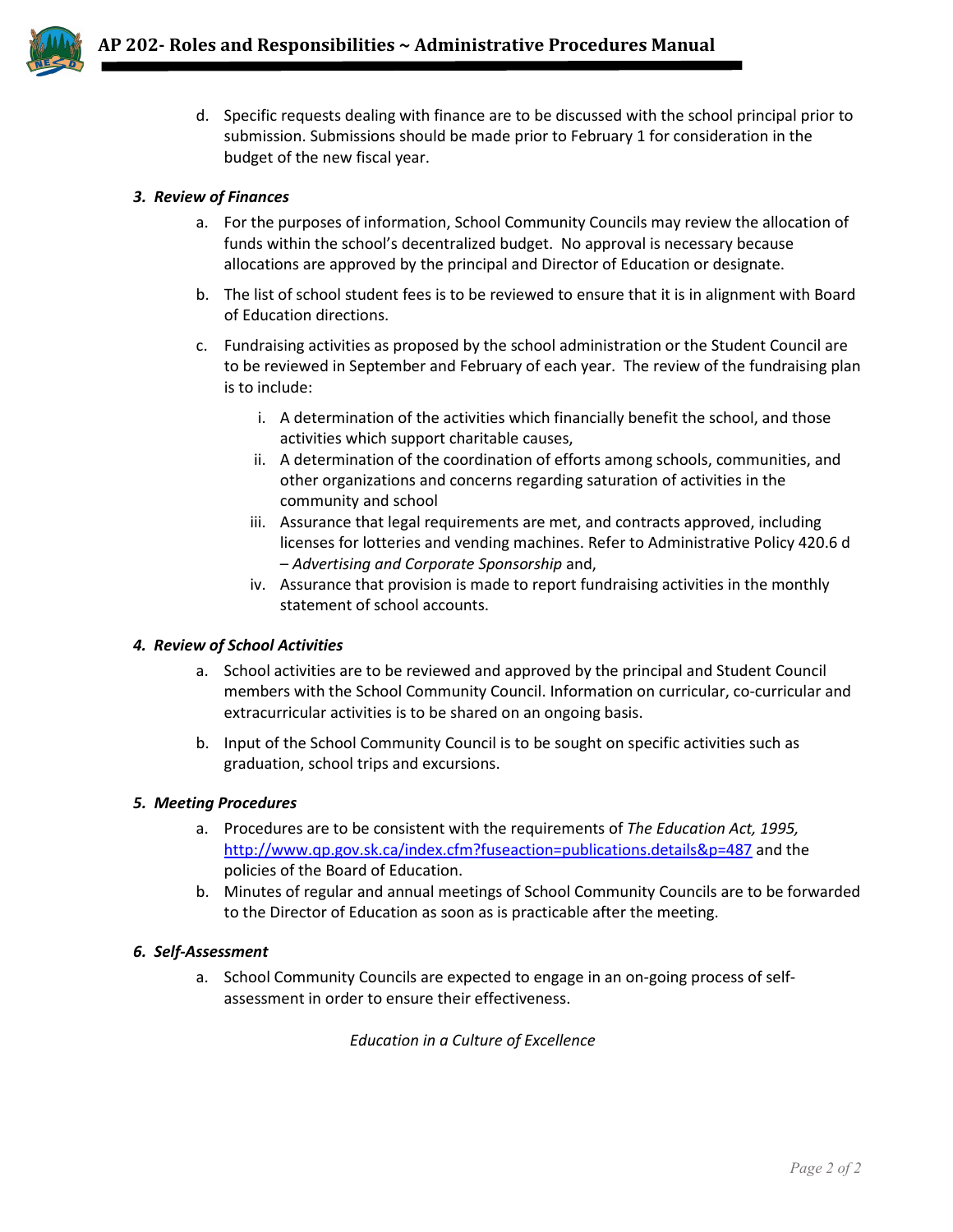d. Specific requests dealing with finance are to be discussed with the school principal prior to submission. Submissions should be made prior to February 1 for consideration in the budget of the new fiscal year.

### *3. Review of Finances*

a. For the purposes of information, School Community Councils may review the allocation of funds within the school's decentralized budget. No approval is necessary because allocations are approved by the principal and Director of Education or designate.

b. The list of school student fees is to be reviewed to ensure that it is in alignment with Board of Education directions.

c. Fundraising activities as proposed by the school administration or the Student Council are to be reviewed in September and February of each year. The review of the fundraising plan is to include:

   i. A determination of the activities which financially benefit the school, and those activities which support charitable causes,
   ii. A determination of the coordination of efforts among schools, communities, and other organizations and concerns regarding saturation of activities in the community and school
   iii. Assurance that legal requirements are met, and contracts approved, including licenses for lotteries and vending machines. Refer to Administrative Policy 420.6 d – *Advertising and Corporate Sponsorship* and,
   iv. Assurance that provision is made to report fundraising activities in the monthly statement of school accounts.

### *4. Review of School Activities*

a. School activities are to be reviewed and approved by the principal and Student Council members with the School Community Council. Information on curricular, co-curricular and extracurricular activities is to be shared on an ongoing basis.

b. Input of the School Community Council is to be sought on specific activities such as graduation, school trips and excursions.

### *5. Meeting Procedures*

a. Procedures are to be consistent with the requirements of *The Education Act, 1995,* http://www.qp.gov.sk.ca/index.cfm?fuseaction=publications.details&p=487 and the policies of the Board of Education.
b. Minutes of regular and annual meetings of School Community Councils are to be forwarded to the Director of Education as soon as is practicable after the meeting.

### *6. Self-Assessment*

a. School Community Councils are expected to engage in an on-going process of self-assessment in order to ensure their effectiveness.

*Education in a Culture of Excellence*